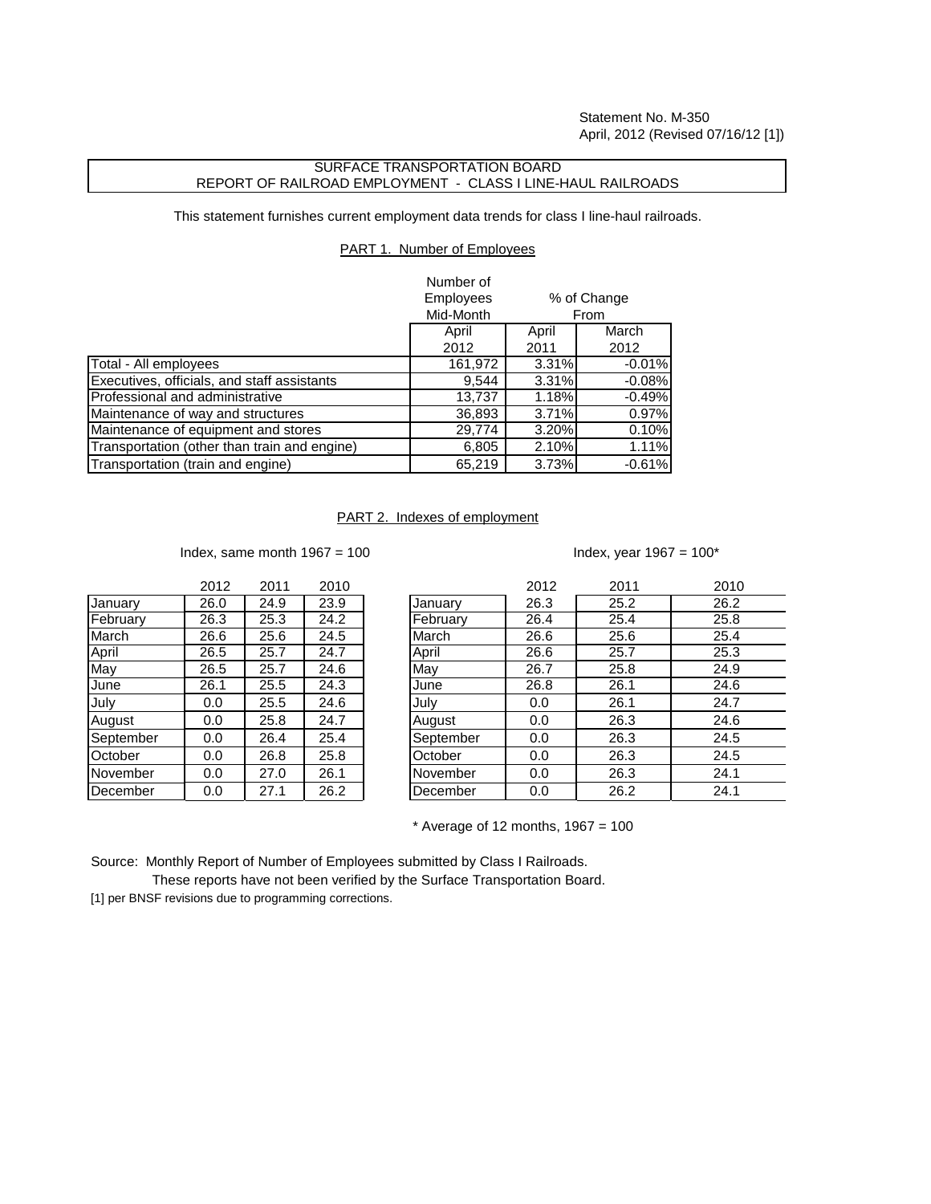Statement No. M-350
April, 2012 (Revised 07/16/12 [1])

# SURFACE TRANSPORTATION BOARD
# REPORT OF RAILROAD EMPLOYMENT - CLASS I LINE-HAUL RAILROADS

This statement furnishes current employment data trends for class I line-haul railroads.

## PART 1. Number of Employees

| | Number of Employees Mid-Month | % of Change From | |
|---|---|---|---|
| | April 2012 | April 2011 | March 2012 |
| Total - All employees | 161,972 | 3.31% | -0.01% |
| Executives, officials, and staff assistants | 9,544 | 3.31% | -0.08% |
| Professional and administrative | 13,737 | 1.18% | -0.49% |
| Maintenance of way and structures | 36,893 | 3.71% | 0.97% |
| Maintenance of equipment and stores | 29,774 | 3.20% | 0.10% |
| Transportation (other than train and engine) | 6,805 | 2.10% | 1.11% |
| Transportation (train and engine) | 65,219 | 3.73% | -0.61% |

## PART 2. Indexes of employment

Index, same month 1967 = 100

| | 2012 | 2011 | 2010 |
|---|---|---|---|
| January | 26.0 | 24.9 | 23.9 |
| February | 26.3 | 25.3 | 24.2 |
| March | 26.6 | 25.6 | 24.5 |
| April | 26.5 | 25.7 | 24.7 |
| May | 26.5 | 25.7 | 24.6 |
| June | 26.1 | 25.5 | 24.3 |
| July | 0.0 | 25.5 | 24.6 |
| August | 0.0 | 25.8 | 24.7 |
| September | 0.0 | 26.4 | 25.4 |
| October | 0.0 | 26.8 | 25.8 |
| November | 0.0 | 27.0 | 26.1 |
| December | 0.0 | 27.1 | 26.2 |

Index, year 1967 = 100*

| | 2012 | 2011 | 2010 |
|---|---|---|---|
| January | 26.3 | 25.2 | 26.2 |
| February | 26.4 | 25.4 | 25.8 |
| March | 26.6 | 25.6 | 25.4 |
| April | 26.6 | 25.7 | 25.3 |
| May | 26.7 | 25.8 | 24.9 |
| June | 26.8 | 26.1 | 24.6 |
| July | 0.0 | 26.1 | 24.7 |
| August | 0.0 | 26.3 | 24.6 |
| September | 0.0 | 26.3 | 24.5 |
| October | 0.0 | 26.3 | 24.5 |
| November | 0.0 | 26.3 | 24.1 |
| December | 0.0 | 26.2 | 24.1 |

\* Average of 12 months, 1967 = 100

Source: Monthly Report of Number of Employees submitted by Class I Railroads.
These reports have not been verified by the Surface Transportation Board.

[1] per BNSF revisions due to programming corrections.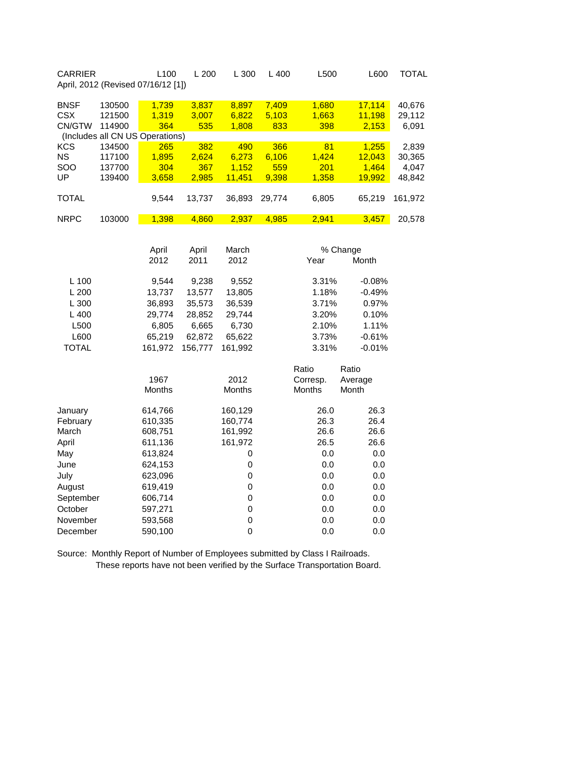| CARRIER | | L100 | L 200 | L 300 | L 400 | L500 | L600 | TOTAL |
|---|---|---|---|---|---|---|---|---|
| April, 2012 (Revised 07/16/12 [1]) | | | | | | | | |
| BNSF | 130500 | 1,739 | 3,837 | 8,897 | 7,409 | 1,680 | 17,114 | 40,676 |
| CSX | 121500 | 1,319 | 3,007 | 6,822 | 5,103 | 1,663 | 11,198 | 29,112 |
| CN/GTW | 114900 | 364 | 535 | 1,808 | 833 | 398 | 2,153 | 6,091 |
| (Includes all CN US Operations) | | | | | | | | |
| KCS | 134500 | 265 | 382 | 490 | 366 | 81 | 1,255 | 2,839 |
| NS | 117100 | 1,895 | 2,624 | 6,273 | 6,106 | 1,424 | 12,043 | 30,365 |
| SOO | 137700 | 304 | 367 | 1,152 | 559 | 201 | 1,464 | 4,047 |
| UP | 139400 | 3,658 | 2,985 | 11,451 | 9,398 | 1,358 | 19,992 | 48,842 |
| TOTAL | | 9,544 | 13,737 | 36,893 | 29,774 | 6,805 | 65,219 | 161,972 |
| NRPC | 103000 | 1,398 | 4,860 | 2,937 | 4,985 | 2,941 | 3,457 | 20,578 |

| | April 2012 | April 2011 | March 2012 | % Change Year | % Change Month |
|---|---|---|---|---|---|
| L 100 | 9,544 | 9,238 | 9,552 | 3.31% | -0.08% |
| L 200 | 13,737 | 13,577 | 13,805 | 1.18% | -0.49% |
| L 300 | 36,893 | 35,573 | 36,539 | 3.71% | 0.97% |
| L 400 | 29,774 | 28,852 | 29,744 | 3.20% | 0.10% |
| L500 | 6,805 | 6,665 | 6,730 | 2.10% | 1.11% |
| L600 | 65,219 | 62,872 | 65,622 | 3.73% | -0.61% |
| TOTAL | 161,972 | 156,777 | 161,992 | 3.31% | -0.01% |

| | 1967 Months | 2012 Months | Ratio Corresp. Months | Ratio Average Month |
|---|---|---|---|---|
| January | 614,766 | 160,129 | 26.0 | 26.3 |
| February | 610,335 | 160,774 | 26.3 | 26.4 |
| March | 608,751 | 161,992 | 26.6 | 26.6 |
| April | 611,136 | 161,972 | 26.5 | 26.6 |
| May | 613,824 | 0 | 0.0 | 0.0 |
| June | 624,153 | 0 | 0.0 | 0.0 |
| July | 623,096 | 0 | 0.0 | 0.0 |
| August | 619,419 | 0 | 0.0 | 0.0 |
| September | 606,714 | 0 | 0.0 | 0.0 |
| October | 597,271 | 0 | 0.0 | 0.0 |
| November | 593,568 | 0 | 0.0 | 0.0 |
| December | 590,100 | 0 | 0.0 | 0.0 |

Source: Monthly Report of Number of Employees submitted by Class I Railroads.
These reports have not been verified by the Surface Transportation Board.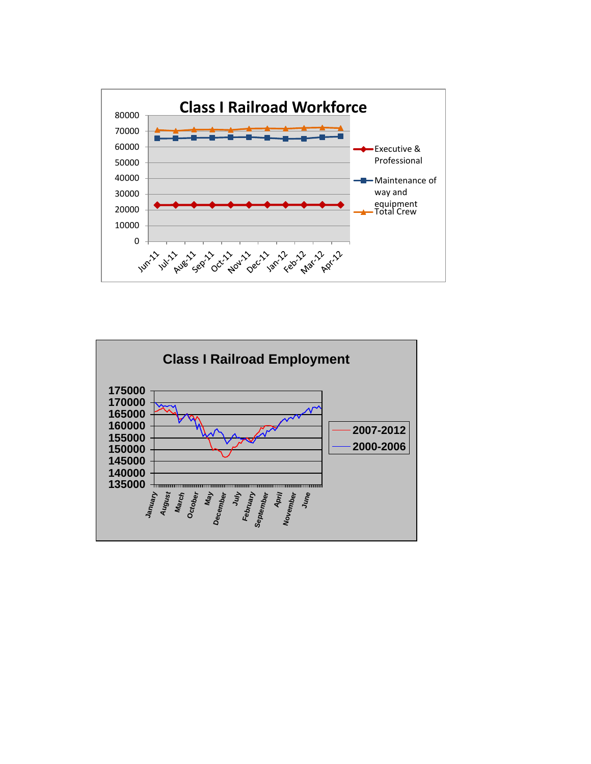Class I Railroad Workforce

80000
70000
60000
50000
40000
30000
20000
10000
0

Jun-11
Jul-11
Aug-11
Sep-11
Oct-11
Nov-11
Dec-11
Jan-12
Feb-12
Mar-12
Apr-12

Executive & Professional
Maintenance of way and equipment
Total Crew

Class I Railroad Employment

175000
170000
165000
160000
155000
150000
145000
140000
135000

January
August
March
October
May
December
July
February
September
April
November
June

2007-2012
2000-2006